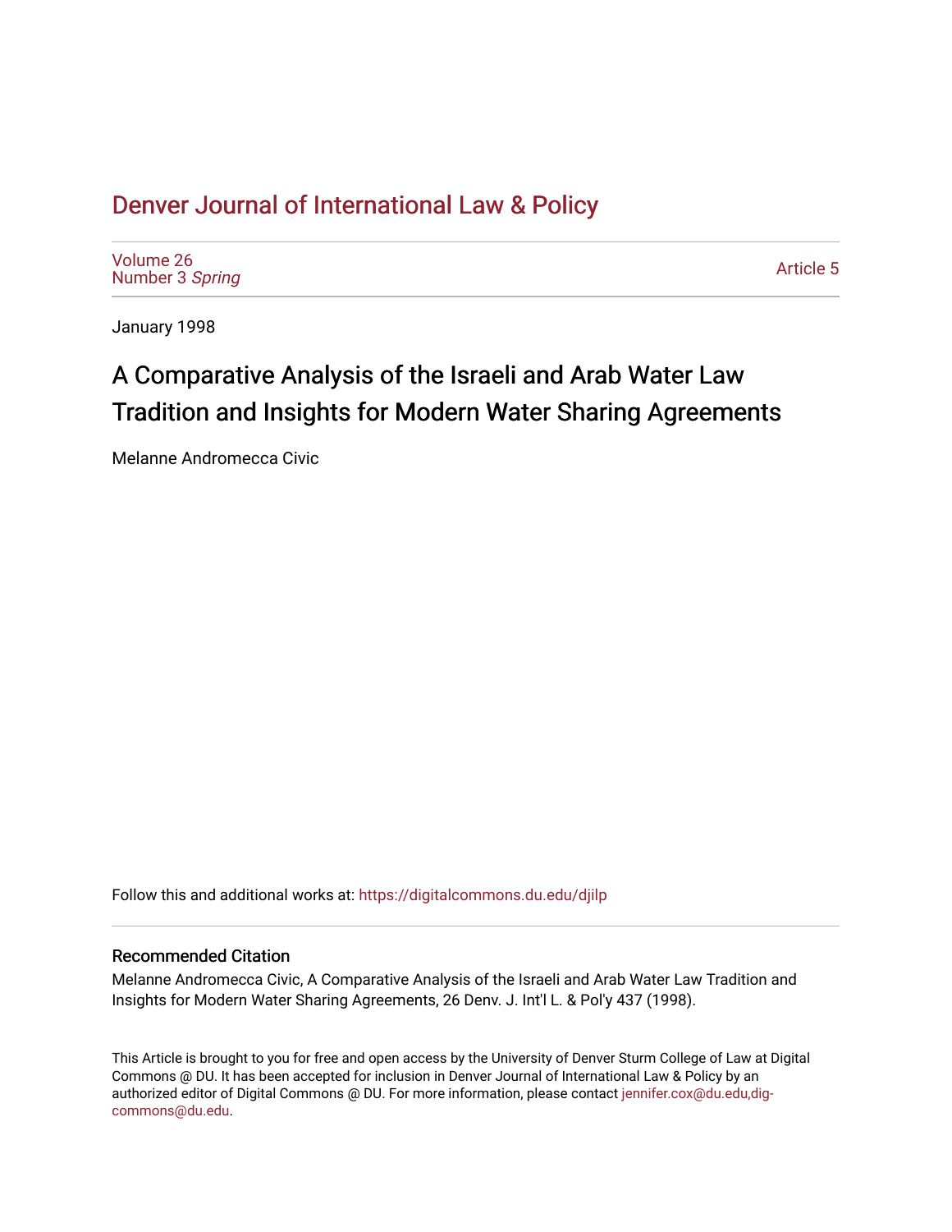# Denver Journal of International Law & Policy

Volume 26
Number 3 *Spring*

Article 5

January 1998

## A Comparative Analysis of the Israeli and Arab Water Law Tradition and Insights for Modern Water Sharing Agreements

Melanne Andromecca Civic

Follow this and additional works at: https://digitalcommons.du.edu/djilp

### Recommended Citation

Melanne Andromecca Civic, A Comparative Analysis of the Israeli and Arab Water Law Tradition and Insights for Modern Water Sharing Agreements, 26 Denv. J. Int'l L. & Pol'y 437 (1998).

This Article is brought to you for free and open access by the University of Denver Sturm College of Law at Digital Commons @ DU. It has been accepted for inclusion in Denver Journal of International Law & Policy by an authorized editor of Digital Commons @ DU. For more information, please contact jennifer.cox@du.edu,dig-commons@du.edu.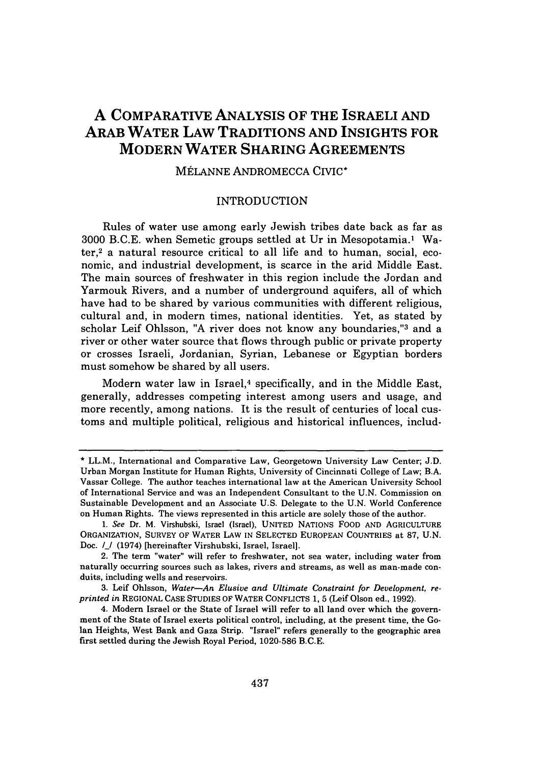# A COMPARATIVE ANALYSIS OF THE ISRAELI AND ARAB WATER LAW TRADITIONS AND INSIGHTS FOR MODERN WATER SHARING AGREEMENTS

MÉLANNE ANDROMECCA CIVIC*

## INTRODUCTION

Rules of water use among early Jewish tribes date back as far as 3000 B.C.E. when Semetic groups settled at Ur in Mesopotamia.[1] Water,[2] a natural resource critical to all life and to human, social, economic, and industrial development, is scarce in the arid Middle East. The main sources of freshwater in this region include the Jordan and Yarmouk Rivers, and a number of underground aquifers, all of which have had to be shared by various communities with different religious, cultural and, in modern times, national identities. Yet, as stated by scholar Leif Ohlsson, "A river does not know any boundaries,"[3] and a river or other water source that flows through public or private property or crosses Israeli, Jordanian, Syrian, Lebanese or Egyptian borders must somehow be shared by all users.

Modern water law in Israel,[4] specifically, and in the Middle East, generally, addresses competing interest among users and usage, and more recently, among nations. It is the result of centuries of local customs and multiple political, religious and historical influences, includ-

---

\* LL.M., International and Comparative Law, Georgetown University Law Center; J.D. Urban Morgan Institute for Human Rights, University of Cincinnati College of Law; B.A. Vassar College. The author teaches international law at the American University School of International Service and was an Independent Consultant to the U.N. Commission on Sustainable Development and an Associate U.S. Delegate to the U.N. World Conference on Human Rights. The views represented in this article are solely those of the author.

1. *See* Dr. M. Virshubski, Israel (Israel), UNITED NATIONS FOOD AND AGRICULTURE ORGANIZATION, SURVEY OF WATER LAW IN SELECTED EUROPEAN COUNTRIES at 87, U.N. Doc. /_/ (1974) [hereinafter Virshubski, Israel, Israel].

2. The term "water" will refer to freshwater, not sea water, including water from naturally occurring sources such as lakes, rivers and streams, as well as man-made conduits, including wells and reservoirs.

3. Leif Ohlsson, *Water—An Elusive and Ultimate Constraint for Development*, *reprinted in* REGIONAL CASE STUDIES OF WATER CONFLICTS 1, 5 (Leif Olson ed., 1992).

4. Modern Israel or the State of Israel will refer to all land over which the government of the State of Israel exerts political control, including, at the present time, the Golan Heights, West Bank and Gaza Strip. "Israel" refers generally to the geographic area first settled during the Jewish Royal Period, 1020-586 B.C.E.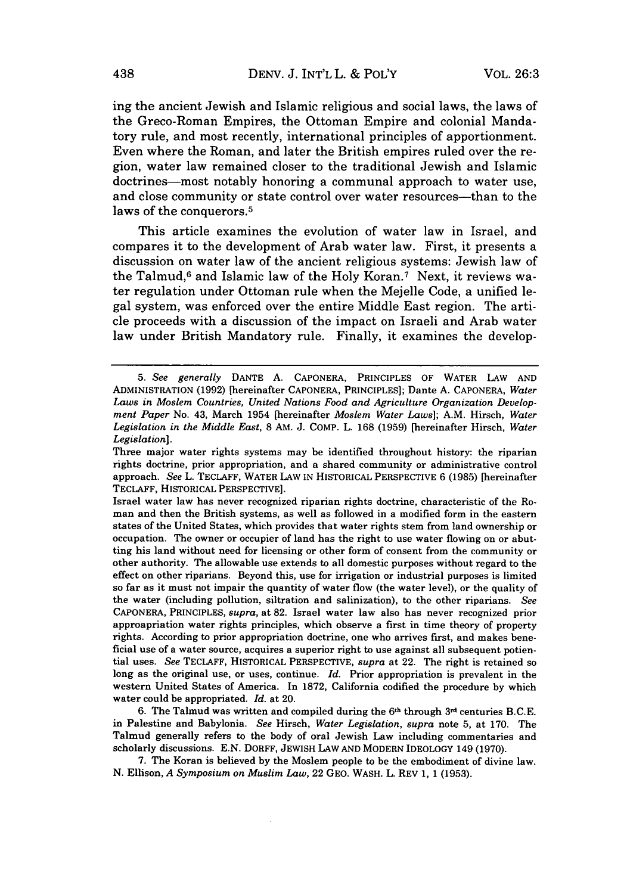ing the ancient Jewish and Islamic religious and social laws, the laws of the Greco-Roman Empires, the Ottoman Empire and colonial Mandatory rule, and most recently, international principles of apportionment. Even where the Roman, and later the British empires ruled over the region, water law remained closer to the traditional Jewish and Islamic doctrines—most notably honoring a communal approach to water use, and close community or state control over water resources—than to the laws of the conquerors.[5]

This article examines the evolution of water law in Israel, and compares it to the development of Arab water law. First, it presents a discussion on water law of the ancient religious systems: Jewish law of the Talmud,[6] and Islamic law of the Holy Koran.[7] Next, it reviews water regulation under Ottoman rule when the Mejelle Code, a unified legal system, was enforced over the entire Middle East region. The article proceeds with a discussion of the impact on Israeli and Arab water law under British Mandatory rule. Finally, it examines the develop-

---

5. *See generally* DANTE A. CAPONERA, PRINCIPLES OF WATER LAW AND ADMINISTRATION (1992) [hereinafter CAPONERA, PRINCIPLES]; Dante A. CAPONERA, *Water Laws in Moslem Countries, United Nations Food and Agriculture Organization Development Paper* No. 43, March 1954 [hereinafter *Moslem Water Laws*]; A.M. Hirsch, *Water Legislation in the Middle East*, 8 AM. J. COMP. L. 168 (1959) [hereinafter Hirsch, *Water Legislation*].

Three major water rights systems may be identified throughout history: the riparian rights doctrine, prior appropriation, and a shared community or administrative control approach. *See* L. TECLAFF, WATER LAW IN HISTORICAL PERSPECTIVE 6 (1985) [hereinafter TECLAFF, HISTORICAL PERSPECTIVE].

Israel water law has never recognized riparian rights doctrine, characteristic of the Roman and then the British systems, as well as followed in a modified form in the eastern states of the United States, which provides that water rights stem from land ownership or occupation. The owner or occupier of land has the right to use water flowing on or abutting his land without need for licensing or other form of consent from the community or other authority. The allowable use extends to all domestic purposes without regard to the effect on other riparians. Beyond this, use for irrigation or industrial purposes is limited so far as it must not impair the quantity of water flow (the water level), or the quality of the water (including pollution, siltration and salinization), to the other riparians. *See* CAPONERA, PRINCIPLES, *supra*, at 82. Israel water law also has never recognized prior approapriation water rights principles, which observe a first in time theory of property rights. According to prior appropriation doctrine, one who arrives first, and makes beneficial use of a water source, acquires a superior right to use against all subsequent potiential uses. *See* TECLAFF, HISTORICAL PERSPECTIVE, *supra* at 22. The right is retained so long as the original use, or uses, continue. *Id.* Prior appropriation is prevalent in the western United States of America. In 1872, California codified the procedure by which water could be appropriated. *Id.* at 20.

6. The Talmud was written and compiled during the 6th through 3rd centuries B.C.E. in Palestine and Babylonia. *See* Hirsch, *Water Legislation*, *supra* note 5, at 170. The Talmud generally refers to the body of oral Jewish Law including commentaries and scholarly discussions. E.N. DORFF, JEWISH LAW AND MODERN IDEOLOGY 149 (1970).

7. The Koran is believed by the Moslem people to be the embodiment of divine law. N. Ellison, *A Symposium on Muslim Law*, 22 GEO. WASH. L. REV 1, 1 (1953).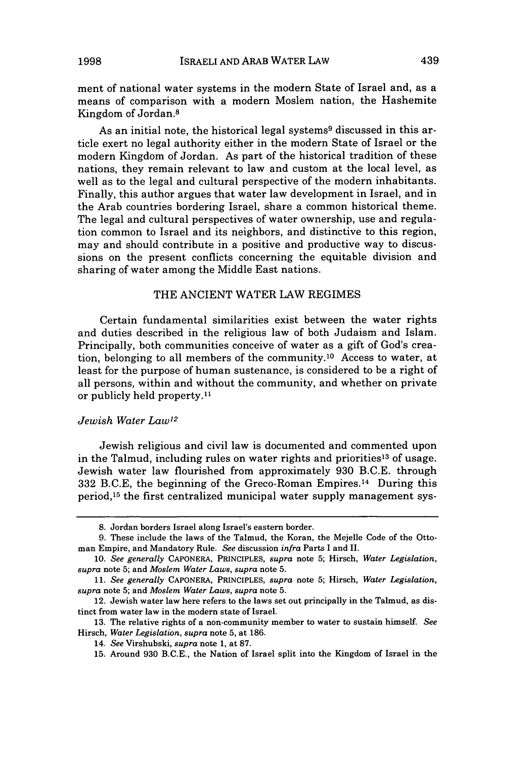ment of national water systems in the modern State of Israel and, as a means of comparison with a modern Moslem nation, the Hashemite Kingdom of Jordan.[8]

As an initial note, the historical legal systems[9] discussed in this article exert no legal authority either in the modern State of Israel or the modern Kingdom of Jordan. As part of the historical tradition of these nations, they remain relevant to law and custom at the local level, as well as to the legal and cultural perspective of the modern inhabitants. Finally, this author argues that water law development in Israel, and in the Arab countries bordering Israel, share a common historical theme. The legal and cultural perspectives of water ownership, use and regulation common to Israel and its neighbors, and distinctive to this region, may and should contribute in a positive and productive way to discussions on the present conflicts concerning the equitable division and sharing of water among the Middle East nations.

## THE ANCIENT WATER LAW REGIMES

Certain fundamental similarities exist between the water rights and duties described in the religious law of both Judaism and Islam. Principally, both communities conceive of water as a gift of God's creation, belonging to all members of the community.[10] Access to water, at least for the purpose of human sustenance, is considered to be a right of all persons, within and without the community, and whether on private or publicly held property.[11]

### *Jewish Water Law*[12]

Jewish religious and civil law is documented and commented upon in the Talmud, including rules on water rights and priorities[13] of usage. Jewish water law flourished from approximately 930 B.C.E. through 332 B.C.E, the beginning of the Greco-Roman Empires.[14] During this period,[15] the first centralized municipal water supply management sys-

---

8. Jordan borders Israel along Israel's eastern border.

9. These include the laws of the Talmud, the Koran, the Mejelle Code of the Ottoman Empire, and Mandatory Rule. *See* discussion *infra* Parts I and II.

10. *See generally* CAPONERA, PRINCIPLES, *supra* note 5; Hirsch, *Water Legislation*, *supra* note 5; and *Moslem Water Laws*, *supra* note 5.

11. *See generally* CAPONERA, PRINCIPLES, *supra* note 5; Hirsch, *Water Legislation*, *supra* note 5; and *Moslem Water Laws*, *supra* note 5.

12. Jewish water law here refers to the laws set out principally in the Talmud, as distinct from water law in the modern state of Israel.

13. The relative rights of a non-community member to water to sustain himself. *See* Hirsch, *Water Legislation*, *supra* note 5, at 186.

14. *See* Virshubski, *supra* note 1, at 87.

15. Around 930 B.C.E., the Nation of Israel split into the Kingdom of Israel in the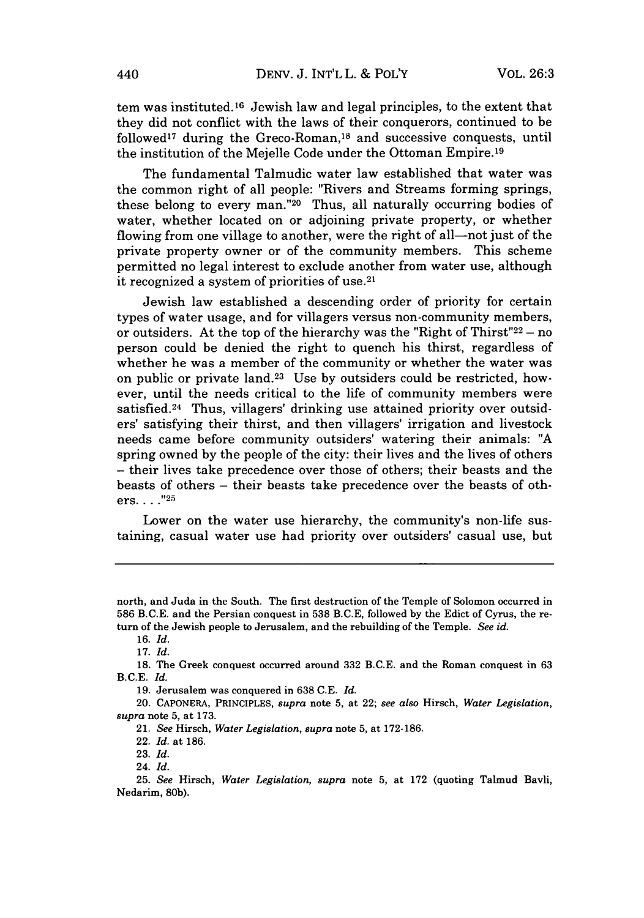tem was instituted.[16] Jewish law and legal principles, to the extent that they did not conflict with the laws of their conquerors, continued to be followed[17] during the Greco-Roman,[18] and successive conquests, until the institution of the Mejelle Code under the Ottoman Empire.[19]

The fundamental Talmudic water law established that water was the common right of all people: "Rivers and Streams forming springs, these belong to every man."[20] Thus, all naturally occurring bodies of water, whether located on or adjoining private property, or whether flowing from one village to another, were the right of all—not just of the private property owner or of the community members. This scheme permitted no legal interest to exclude another from water use, although it recognized a system of priorities of use.[21]

Jewish law established a descending order of priority for certain types of water usage, and for villagers versus non-community members, or outsiders. At the top of the hierarchy was the "Right of Thirst"[22] – no person could be denied the right to quench his thirst, regardless of whether he was a member of the community or whether the water was on public or private land.[23] Use by outsiders could be restricted, however, until the needs critical to the life of community members were satisfied.[24] Thus, villagers' drinking use attained priority over outsiders' satisfying their thirst, and then villagers' irrigation and livestock needs came before community outsiders' watering their animals: "A spring owned by the people of the city: their lives and the lives of others – their lives take precedence over those of others; their beasts and the beasts of others – their beasts take precedence over the beasts of others. . . ."[25]

Lower on the water use hierarchy, the community's non-life sustaining, casual water use had priority over outsiders' casual use, but

---

north, and Juda in the South. The first destruction of the Temple of Solomon occurred in 586 B.C.E. and the Persian conquest in 538 B.C.E, followed by the Edict of Cyrus, the return of the Jewish people to Jerusalem, and the rebuilding of the Temple. *See id.*

16. *Id.*

17. *Id.*

18. The Greek conquest occurred around 332 B.C.E. and the Roman conquest in 63 B.C.E. *Id.*

19. Jerusalem was conquered in 638 C.E. *Id.*

20. CAPONERA, PRINCIPLES, *supra* note 5, at 22; *see also* Hirsch, *Water Legislation*, *supra* note 5, at 173.

21. *See* Hirsch, *Water Legislation*, *supra* note 5, at 172-186.

22. *Id.* at 186.

23. *Id.*

24. *Id.*

25. *See* Hirsch, *Water Legislation, supra* note 5, at 172 (quoting Talmud Bavli, Nedarim, 80b).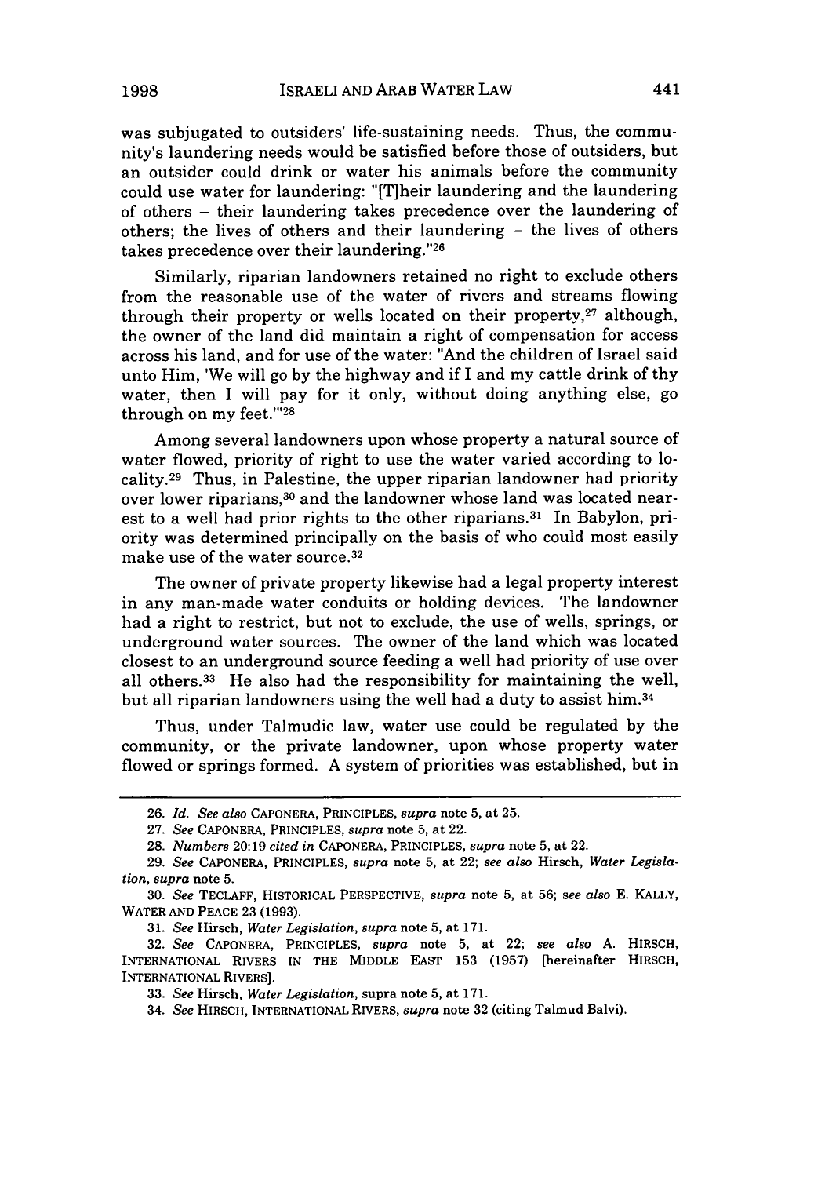was subjugated to outsiders' life-sustaining needs. Thus, the community's laundering needs would be satisfied before those of outsiders, but an outsider could drink or water his animals before the community could use water for laundering: "[T]heir laundering and the laundering of others – their laundering takes precedence over the laundering of others; the lives of others and their laundering – the lives of others takes precedence over their laundering."[26]

Similarly, riparian landowners retained no right to exclude others from the reasonable use of the water of rivers and streams flowing through their property or wells located on their property,[27] although, the owner of the land did maintain a right of compensation for access across his land, and for use of the water: "And the children of Israel said unto Him, 'We will go by the highway and if I and my cattle drink of thy water, then I will pay for it only, without doing anything else, go through on my feet.'"[28]

Among several landowners upon whose property a natural source of water flowed, priority of right to use the water varied according to locality.[29] Thus, in Palestine, the upper riparian landowner had priority over lower riparians,[30] and the landowner whose land was located nearest to a well had prior rights to the other riparians.[31] In Babylon, priority was determined principally on the basis of who could most easily make use of the water source.[32]

The owner of private property likewise had a legal property interest in any man-made water conduits or holding devices. The landowner had a right to restrict, but not to exclude, the use of wells, springs, or underground water sources. The owner of the land which was located closest to an underground source feeding a well had priority of use over all others.[33] He also had the responsibility for maintaining the well, but all riparian landowners using the well had a duty to assist him.[34]

Thus, under Talmudic law, water use could be regulated by the community, or the private landowner, upon whose property water flowed or springs formed. A system of priorities was established, but in

---

26. *Id. See also* CAPONERA, PRINCIPLES, *supra* note 5, at 25.

27. *See* CAPONERA, PRINCIPLES, *supra* note 5, at 22.

28. *Numbers* 20:19 *cited in* CAPONERA, PRINCIPLES, *supra* note 5, at 22.

29. *See* CAPONERA, PRINCIPLES, *supra* note 5, at 22; *see also* Hirsch, *Water Legislation*, *supra* note 5.

30. *See* TECLAFF, HISTORICAL PERSPECTIVE, *supra* note 5, at 56; *see also* E. KALLY, WATER AND PEACE 23 (1993).

31. *See* Hirsch, *Water Legislation*, *supra* note 5, at 171.

32. *See* CAPONERA, PRINCIPLES, *supra* note 5, at 22; *see also* A. HIRSCH, INTERNATIONAL RIVERS IN THE MIDDLE EAST 153 (1957) [hereinafter HIRSCH, INTERNATIONAL RIVERS].

33. *See* Hirsch, *Water Legislation*, supra note 5, at 171.

34. *See* HIRSCH, INTERNATIONAL RIVERS, *supra* note 32 (citing Talmud Balvi).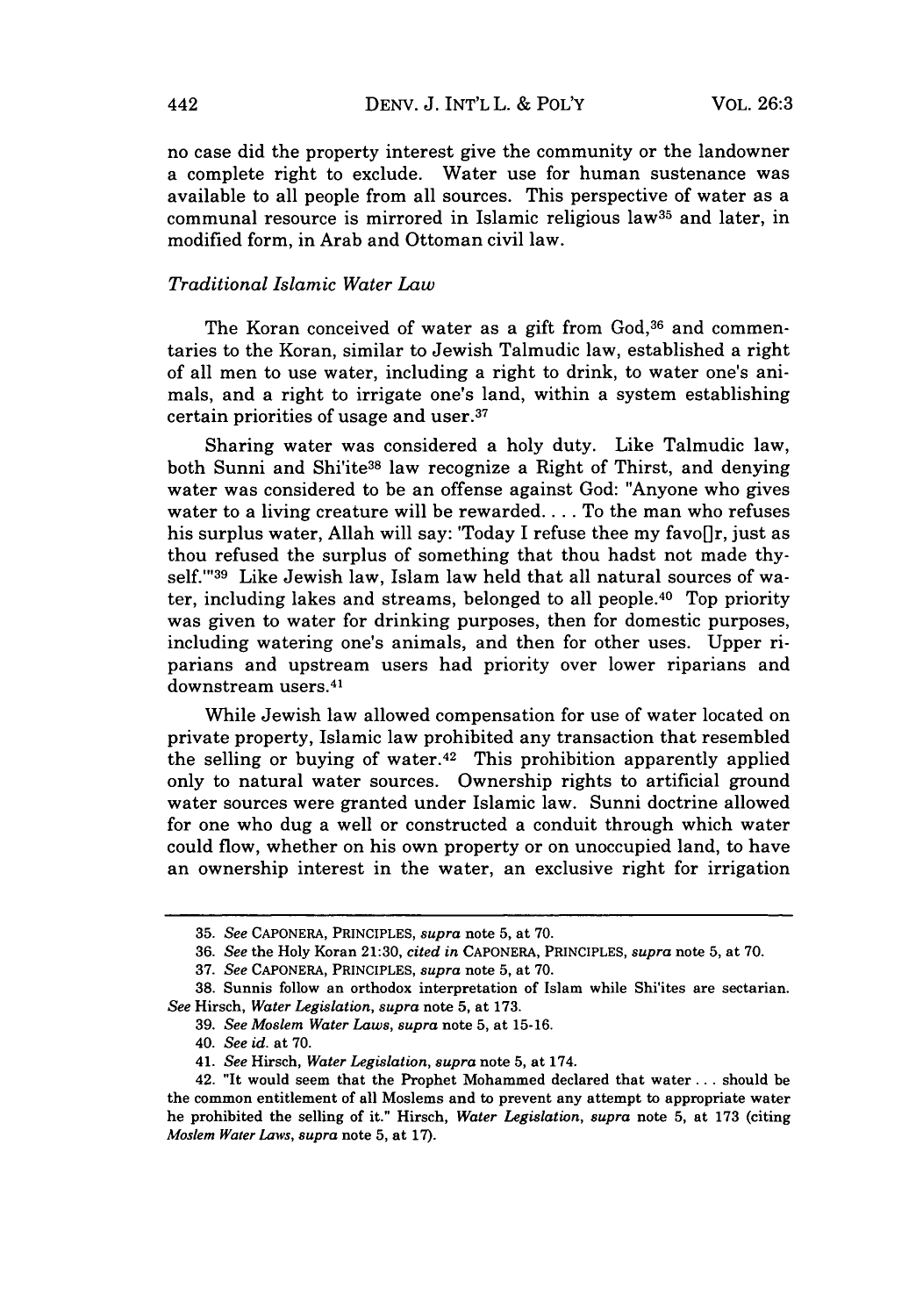no case did the property interest give the community or the landowner a complete right to exclude. Water use for human sustenance was available to all people from all sources. This perspective of water as a communal resource is mirrored in Islamic religious law[35] and later, in modified form, in Arab and Ottoman civil law.

### *Traditional Islamic Water Law*

The Koran conceived of water as a gift from God,[36] and commentaries to the Koran, similar to Jewish Talmudic law, established a right of all men to use water, including a right to drink, to water one's animals, and a right to irrigate one's land, within a system establishing certain priorities of usage and user.[37]

Sharing water was considered a holy duty. Like Talmudic law, both Sunni and Shi'ite[38] law recognize a Right of Thirst, and denying water was considered to be an offense against God: "Anyone who gives water to a living creature will be rewarded. . . . To the man who refuses his surplus water, Allah will say: 'Today I refuse thee my favo[]r, just as thou refused the surplus of something that thou hadst not made thyself.'"[39] Like Jewish law, Islam law held that all natural sources of water, including lakes and streams, belonged to all people.[40] Top priority was given to water for drinking purposes, then for domestic purposes, including watering one's animals, and then for other uses. Upper riparians and upstream users had priority over lower riparians and downstream users.[41]

While Jewish law allowed compensation for use of water located on private property, Islamic law prohibited any transaction that resembled the selling or buying of water.[42] This prohibition apparently applied only to natural water sources. Ownership rights to artificial ground water sources were granted under Islamic law. Sunni doctrine allowed for one who dug a well or constructed a conduit through which water could flow, whether on his own property or on unoccupied land, to have an ownership interest in the water, an exclusive right for irrigation

---

35. *See* CAPONERA, PRINCIPLES, *supra* note 5, at 70.

36. *See* the Holy Koran 21:30, *cited in* CAPONERA, PRINCIPLES, *supra* note 5, at 70.

37. *See* CAPONERA, PRINCIPLES, *supra* note 5, at 70.

38. Sunnis follow an orthodox interpretation of Islam while Shi'ites are sectarian. *See* Hirsch, *Water Legislation*, *supra* note 5, at 173.

39. *See Moslem Water Laws*, *supra* note 5, at 15-16.

40. *See id.* at 70.

41. *See* Hirsch, *Water Legislation*, *supra* note 5, at 174.

42. "It would seem that the Prophet Mohammed declared that water . . . should be the common entitlement of all Moslems and to prevent any attempt to appropriate water he prohibited the selling of it." Hirsch, *Water Legislation*, *supra* note 5, at 173 (citing *Moslem Water Laws*, *supra* note 5, at 17).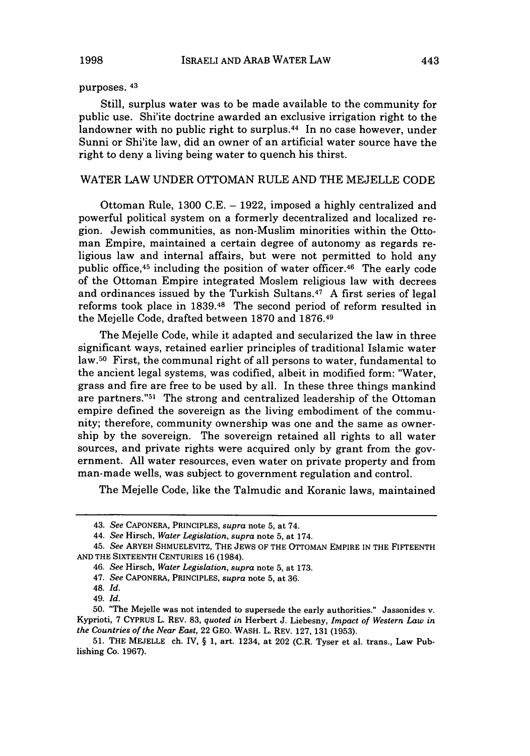purposes. [43]

Still, surplus water was to be made available to the community for public use. Shi'ite doctrine awarded an exclusive irrigation right to the landowner with no public right to surplus.[44] In no case however, under Sunni or Shi'ite law, did an owner of an artificial water source have the right to deny a living being water to quench his thirst.

## WATER LAW UNDER OTTOMAN RULE AND THE MEJELLE CODE

Ottoman Rule, 1300 C.E. – 1922, imposed a highly centralized and powerful political system on a formerly decentralized and localized region. Jewish communities, as non-Muslim minorities within the Ottoman Empire, maintained a certain degree of autonomy as regards religious law and internal affairs, but were not permitted to hold any public office,[45] including the position of water officer.[46] The early code of the Ottoman Empire integrated Moslem religious law with decrees and ordinances issued by the Turkish Sultans.[47] A first series of legal reforms took place in 1839.[48] The second period of reform resulted in the Mejelle Code, drafted between 1870 and 1876.[49]

The Mejelle Code, while it adapted and secularized the law in three significant ways, retained earlier principles of traditional Islamic water law.[50] First, the communal right of all persons to water, fundamental to the ancient legal systems, was codified, albeit in modified form: "Water, grass and fire are free to be used by all. In these three things mankind are partners."[51] The strong and centralized leadership of the Ottoman empire defined the sovereign as the living embodiment of the community; therefore, community ownership was one and the same as ownership by the sovereign. The sovereign retained all rights to all water sources, and private rights were acquired only by grant from the government. All water resources, even water on private property and from man-made wells, was subject to government regulation and control.

The Mejelle Code, like the Talmudic and Koranic laws, maintained

---

43. *See* CAPONERA, PRINCIPLES, *supra* note 5, at 74.

44. *See* Hirsch, *Water Legislation*, *supra* note 5, at 174.

45. *See* ARYEH SHMUELEVITZ, THE JEWS OF THE OTTOMAN EMPIRE IN THE FIFTEENTH AND THE SIXTEENTH CENTURIES 16 (1984).

46. *See* Hirsch, *Water Legislation*, *supra* note 5, at 173.

47. *See* CAPONERA, PRINCIPLES, *supra* note 5, at 36.

48. *Id.*

49. *Id.*

50. "The Mejelle was not intended to supersede the early authorities." Jassonides v. Kyprioti, 7 CYPRUS L. REV. 83, *quoted in* Herbert J. Liebesny, *Impact of Western Law in the Countries of the Near East*, 22 GEO. WASH. L. REV. 127, 131 (1953).

51. THE MEJELLE ch. IV, § 1, art. 1234, at 202 (C.R. Tyser et al. trans., Law Publishing Co. 1967).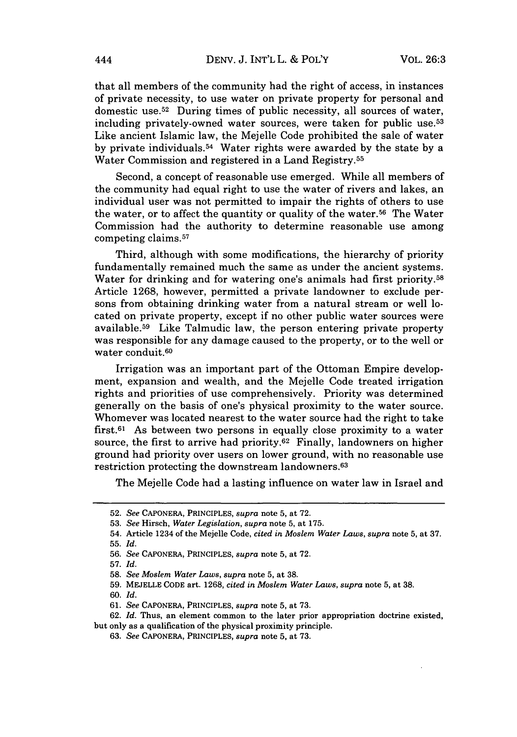that all members of the community had the right of access, in instances of private necessity, to use water on private property for personal and domestic use.[52] During times of public necessity, all sources of water, including privately-owned water sources, were taken for public use.[53] Like ancient Islamic law, the Mejelle Code prohibited the sale of water by private individuals.[54] Water rights were awarded by the state by a Water Commission and registered in a Land Registry.[55]

Second, a concept of reasonable use emerged. While all members of the community had equal right to use the water of rivers and lakes, an individual user was not permitted to impair the rights of others to use the water, or to affect the quantity or quality of the water.[56] The Water Commission had the authority to determine reasonable use among competing claims.[57]

Third, although with some modifications, the hierarchy of priority fundamentally remained much the same as under the ancient systems. Water for drinking and for watering one's animals had first priority.[58] Article 1268, however, permitted a private landowner to exclude persons from obtaining drinking water from a natural stream or well located on private property, except if no other public water sources were available.[59] Like Talmudic law, the person entering private property was responsible for any damage caused to the property, or to the well or water conduit.[60]

Irrigation was an important part of the Ottoman Empire development, expansion and wealth, and the Mejelle Code treated irrigation rights and priorities of use comprehensively. Priority was determined generally on the basis of one's physical proximity to the water source. Whomever was located nearest to the water source had the right to take first.[61] As between two persons in equally close proximity to a water source, the first to arrive had priority.[62] Finally, landowners on higher ground had priority over users on lower ground, with no reasonable use restriction protecting the downstream landowners.[63]

The Mejelle Code had a lasting influence on water law in Israel and

---

52. *See* CAPONERA, PRINCIPLES, *supra* note 5, at 72.

53. *See* Hirsch, *Water Legislation*, *supra* note 5, at 175.

54. Article 1234 of the Mejelle Code, *cited in Moslem Water Laws*, *supra* note 5, at 37.

55. *Id.*

56. *See* CAPONERA, PRINCIPLES, *supra* note 5, at 72.

57. *Id.*

58. *See Moslem Water Laws*, *supra* note 5, at 38.

59. MEJELLE CODE art. 1268, *cited in Moslem Water Laws*, *supra* note 5, at 38.

60. *Id.*

61. *See* CAPONERA, PRINCIPLES, *supra* note 5, at 73.

62. *Id.* Thus, an element common to the later prior appropriation doctrine existed, but only as a qualification of the physical proximity principle.

63. *See* CAPONERA, PRINCIPLES, *supra* note 5, at 73.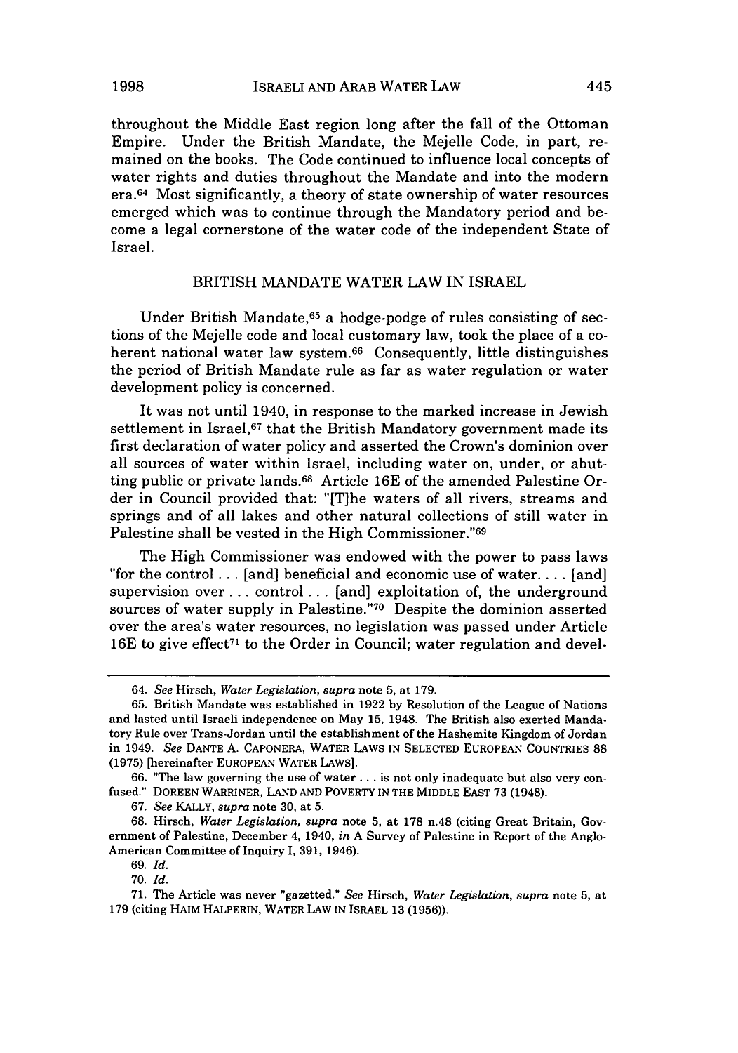throughout the Middle East region long after the fall of the Ottoman Empire. Under the British Mandate, the Mejelle Code, in part, remained on the books. The Code continued to influence local concepts of water rights and duties throughout the Mandate and into the modern era.[64] Most significantly, a theory of state ownership of water resources emerged which was to continue through the Mandatory period and become a legal cornerstone of the water code of the independent State of Israel.

## BRITISH MANDATE WATER LAW IN ISRAEL

Under British Mandate,[65] a hodge-podge of rules consisting of sections of the Mejelle code and local customary law, took the place of a coherent national water law system.[66] Consequently, little distinguishes the period of British Mandate rule as far as water regulation or water development policy is concerned.

It was not until 1940, in response to the marked increase in Jewish settlement in Israel,[67] that the British Mandatory government made its first declaration of water policy and asserted the Crown's dominion over all sources of water within Israel, including water on, under, or abutting public or private lands.[68] Article 16E of the amended Palestine Order in Council provided that: "[T]he waters of all rivers, streams and springs and of all lakes and other natural collections of still water in Palestine shall be vested in the High Commissioner."[69]

The High Commissioner was endowed with the power to pass laws "for the control . . . [and] beneficial and economic use of water. . . . [and] supervision over . . . control . . . [and] exploitation of, the underground sources of water supply in Palestine."[70] Despite the dominion asserted over the area's water resources, no legislation was passed under Article 16E to give effect[71] to the Order in Council; water regulation and devel-

---

64. *See* Hirsch, *Water Legislation*, *supra* note 5, at 179.

65. British Mandate was established in 1922 by Resolution of the League of Nations and lasted until Israeli independence on May 15, 1948. The British also exerted Mandatory Rule over Trans-Jordan until the establishment of the Hashemite Kingdom of Jordan in 1949. *See* DANTE A. CAPONERA, WATER LAWS IN SELECTED EUROPEAN COUNTRIES 88 (1975) [hereinafter EUROPEAN WATER LAWS].

66. "The law governing the use of water . . . is not only inadequate but also very confused." DOREEN WARRINER, LAND AND POVERTY IN THE MIDDLE EAST 73 (1948).

67. *See* KALLY, *supra* note 30, at 5.

68. Hirsch, *Water Legislation*, *supra* note 5, at 178 n.48 (citing Great Britain, Government of Palestine, December 4, 1940, *in* A Survey of Palestine in Report of the Anglo-American Committee of Inquiry I, 391, 1946).

69. *Id.*

70. *Id.*

71. The Article was never "gazetted." *See* Hirsch, *Water Legislation*, *supra* note 5, at 179 (citing HAIM HALPERIN, WATER LAW IN ISRAEL 13 (1956)).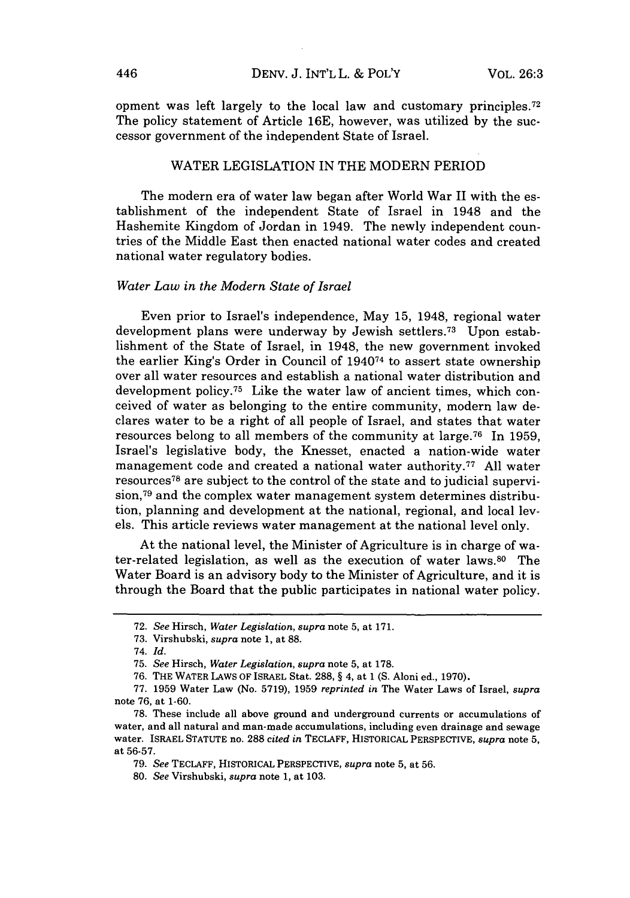opment was left largely to the local law and customary principles.[72] The policy statement of Article 16E, however, was utilized by the successor government of the independent State of Israel.

## WATER LEGISLATION IN THE MODERN PERIOD

The modern era of water law began after World War II with the establishment of the independent State of Israel in 1948 and the Hashemite Kingdom of Jordan in 1949. The newly independent countries of the Middle East then enacted national water codes and created national water regulatory bodies.

### *Water Law in the Modern State of Israel*

Even prior to Israel's independence, May 15, 1948, regional water development plans were underway by Jewish settlers.[73] Upon establishment of the State of Israel, in 1948, the new government invoked the earlier King's Order in Council of 1940[74] to assert state ownership over all water resources and establish a national water distribution and development policy.[75] Like the water law of ancient times, which conceived of water as belonging to the entire community, modern law declares water to be a right of all people of Israel, and states that water resources belong to all members of the community at large.[76] In 1959, Israel's legislative body, the Knesset, enacted a nation-wide water management code and created a national water authority.[77] All water resources[78] are subject to the control of the state and to judicial supervision,[79] and the complex water management system determines distribution, planning and development at the national, regional, and local levels. This article reviews water management at the national level only.

At the national level, the Minister of Agriculture is in charge of water-related legislation, as well as the execution of water laws.[80] The Water Board is an advisory body to the Minister of Agriculture, and it is through the Board that the public participates in national water policy.

---

72. *See* Hirsch, *Water Legislation, supra* note 5, at 171.

73. Virshubski, *supra* note 1, at 88.

74. *Id.*

75. *See* Hirsch, *Water Legislation, supra* note 5, at 178.

76. THE WATER LAWS OF ISRAEL Stat. 288, § 4, at 1 (S. Aloni ed., 1970).

77. 1959 Water Law (No. 5719), 1959 *reprinted in* The Water Laws of Israel, *supra* note 76, at 1-60.

78. These include all above ground and underground currents or accumulations of water, and all natural and man-made accumulations, including even drainage and sewage water. ISRAEL STATUTE no. 288 *cited in* TECLAFF, HISTORICAL PERSPECTIVE, *supra* note 5, at 56-57.

79. *See* TECLAFF, HISTORICAL PERSPECTIVE, *supra* note 5, at 56.

80. *See* Virshubski, *supra* note 1, at 103.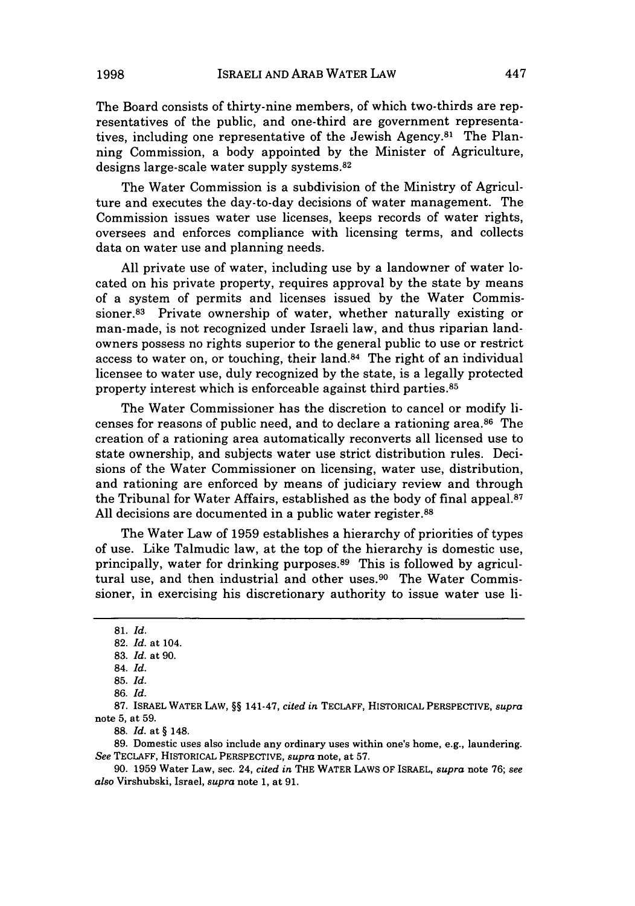The Board consists of thirty-nine members, of which two-thirds are representatives of the public, and one-third are government representatives, including one representative of the Jewish Agency.[81] The Planning Commission, a body appointed by the Minister of Agriculture, designs large-scale water supply systems.[82]

The Water Commission is a subdivision of the Ministry of Agriculture and executes the day-to-day decisions of water management. The Commission issues water use licenses, keeps records of water rights, oversees and enforces compliance with licensing terms, and collects data on water use and planning needs.

All private use of water, including use by a landowner of water located on his private property, requires approval by the state by means of a system of permits and licenses issued by the Water Commissioner.[83] Private ownership of water, whether naturally existing or man-made, is not recognized under Israeli law, and thus riparian landowners possess no rights superior to the general public to use or restrict access to water on, or touching, their land.[84] The right of an individual licensee to water use, duly recognized by the state, is a legally protected property interest which is enforceable against third parties.[85]

The Water Commissioner has the discretion to cancel or modify licenses for reasons of public need, and to declare a rationing area.[86] The creation of a rationing area automatically reconverts all licensed use to state ownership, and subjects water use strict distribution rules. Decisions of the Water Commissioner on licensing, water use, distribution, and rationing are enforced by means of judiciary review and through the Tribunal for Water Affairs, established as the body of final appeal.[87] All decisions are documented in a public water register.[88]

The Water Law of 1959 establishes a hierarchy of priorities of types of use. Like Talmudic law, at the top of the hierarchy is domestic use, principally, water for drinking purposes.[89] This is followed by agricultural use, and then industrial and other uses.[90] The Water Commissioner, in exercising his discretionary authority to issue water use li-

---

81. *Id.*

82. *Id.* at 104.

83. *Id.* at 90.

84. *Id.*

85. *Id.*

86. *Id.*

87. ISRAEL WATER LAW, §§ 141-47, *cited in* TECLAFF, HISTORICAL PERSPECTIVE, *supra* note 5, at 59.

88. *Id.* at § 148.

89. Domestic uses also include any ordinary uses within one's home, e.g., laundering. *See* TECLAFF, HISTORICAL PERSPECTIVE, *supra* note, at 57.

90. 1959 Water Law, sec. 24, *cited in* THE WATER LAWS OF ISRAEL, *supra* note 76; *see also* Virshubski, Israel, *supra* note 1, at 91.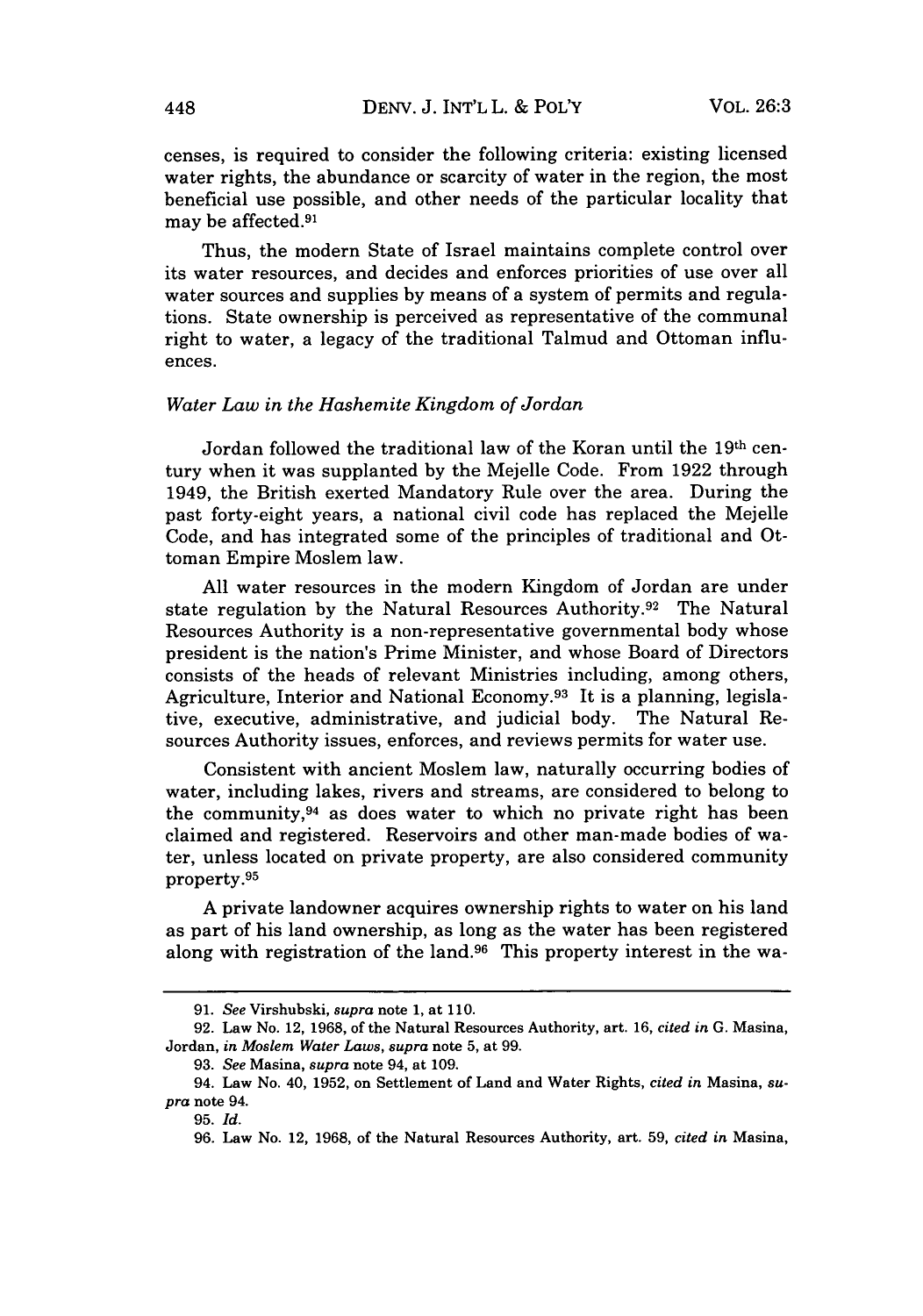censes, is required to consider the following criteria: existing licensed water rights, the abundance or scarcity of water in the region, the most beneficial use possible, and other needs of the particular locality that may be affected.[91]

Thus, the modern State of Israel maintains complete control over its water resources, and decides and enforces priorities of use over all water sources and supplies by means of a system of permits and regulations. State ownership is perceived as representative of the communal right to water, a legacy of the traditional Talmud and Ottoman influences.

### *Water Law in the Hashemite Kingdom of Jordan*

Jordan followed the traditional law of the Koran until the 19th century when it was supplanted by the Mejelle Code. From 1922 through 1949, the British exerted Mandatory Rule over the area. During the past forty-eight years, a national civil code has replaced the Mejelle Code, and has integrated some of the principles of traditional and Ottoman Empire Moslem law.

All water resources in the modern Kingdom of Jordan are under state regulation by the Natural Resources Authority.[92] The Natural Resources Authority is a non-representative governmental body whose president is the nation's Prime Minister, and whose Board of Directors consists of the heads of relevant Ministries including, among others, Agriculture, Interior and National Economy.[93] It is a planning, legislative, executive, administrative, and judicial body. The Natural Resources Authority issues, enforces, and reviews permits for water use.

Consistent with ancient Moslem law, naturally occurring bodies of water, including lakes, rivers and streams, are considered to belong to the community,[94] as does water to which no private right has been claimed and registered. Reservoirs and other man-made bodies of water, unless located on private property, are also considered community property.[95]

A private landowner acquires ownership rights to water on his land as part of his land ownership, as long as the water has been registered along with registration of the land.[96] This property interest in the wa-

---

91. *See* Virshubski, *supra* note 1, at 110.

92. Law No. 12, 1968, of the Natural Resources Authority, art. 16, *cited in* G. Masina, Jordan, *in Moslem Water Laws*, *supra* note 5, at 99.

93. *See* Masina, *supra* note 94, at 109.

94. Law No. 40, 1952, on Settlement of Land and Water Rights, *cited in* Masina, *supra* note 94.

95. *Id.*

96. Law No. 12, 1968, of the Natural Resources Authority, art. 59, *cited in* Masina,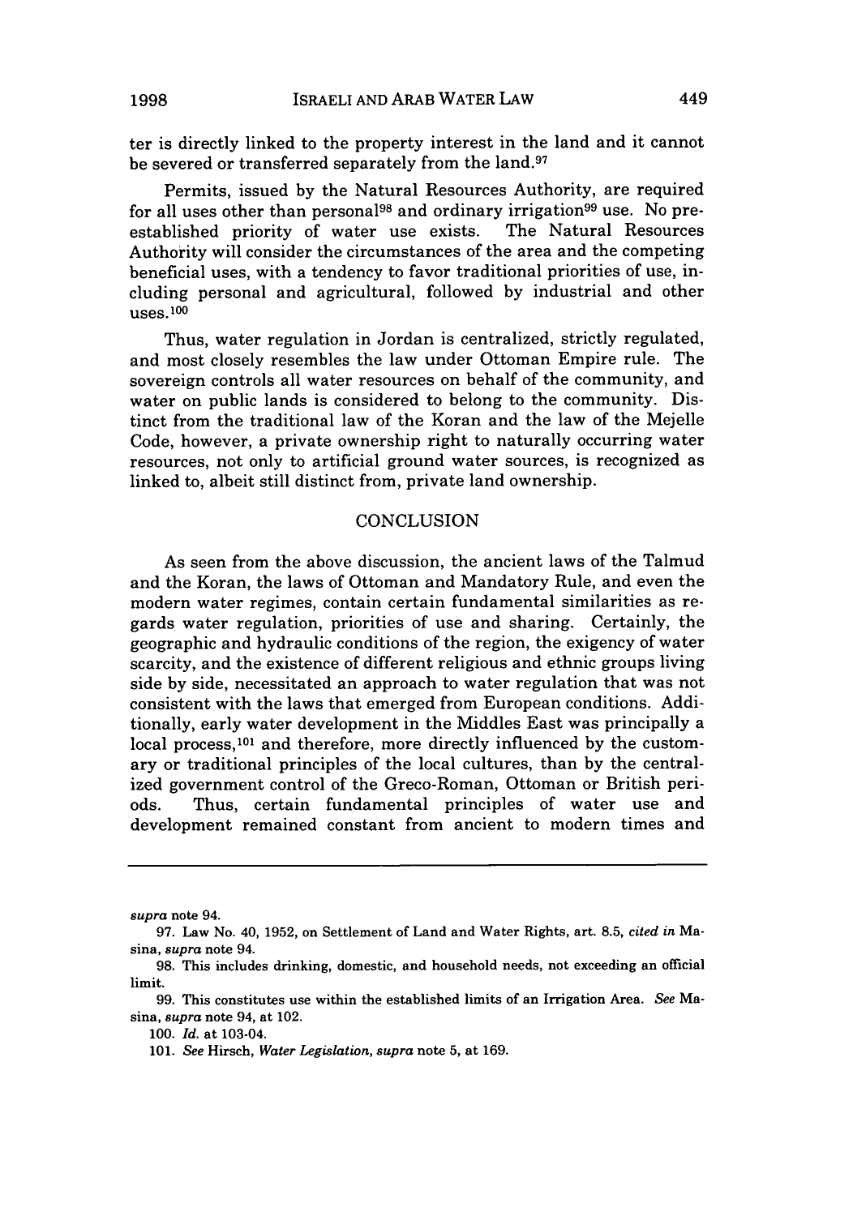ter is directly linked to the property interest in the land and it cannot be severed or transferred separately from the land.[97]

Permits, issued by the Natural Resources Authority, are required for all uses other than personal[98] and ordinary irrigation[99] use. No pre-established priority of water use exists. The Natural Resources Authority will consider the circumstances of the area and the competing beneficial uses, with a tendency to favor traditional priorities of use, including personal and agricultural, followed by industrial and other uses.[100]

Thus, water regulation in Jordan is centralized, strictly regulated, and most closely resembles the law under Ottoman Empire rule. The sovereign controls all water resources on behalf of the community, and water on public lands is considered to belong to the community. Distinct from the traditional law of the Koran and the law of the Mejelle Code, however, a private ownership right to naturally occurring water resources, not only to artificial ground water sources, is recognized as linked to, albeit still distinct from, private land ownership.

## CONCLUSION

As seen from the above discussion, the ancient laws of the Talmud and the Koran, the laws of Ottoman and Mandatory Rule, and even the modern water regimes, contain certain fundamental similarities as regards water regulation, priorities of use and sharing. Certainly, the geographic and hydraulic conditions of the region, the exigency of water scarcity, and the existence of different religious and ethnic groups living side by side, necessitated an approach to water regulation that was not consistent with the laws that emerged from European conditions. Additionally, early water development in the Middles East was principally a local process,[101] and therefore, more directly influenced by the customary or traditional principles of the local cultures, than by the centralized government control of the Greco-Roman, Ottoman or British periods. Thus, certain fundamental principles of water use and development remained constant from ancient to modern times and

---

*supra* note 94.

97. Law No. 40, 1952, on Settlement of Land and Water Rights, art. 8.5, *cited in* Masina, *supra* note 94.

98. This includes drinking, domestic, and household needs, not exceeding an official limit.

99. This constitutes use within the established limits of an Irrigation Area. *See* Masina, *supra* note 94, at 102.

100. *Id.* at 103-04.

101. *See* Hirsch, *Water Legislation*, *supra* note 5, at 169.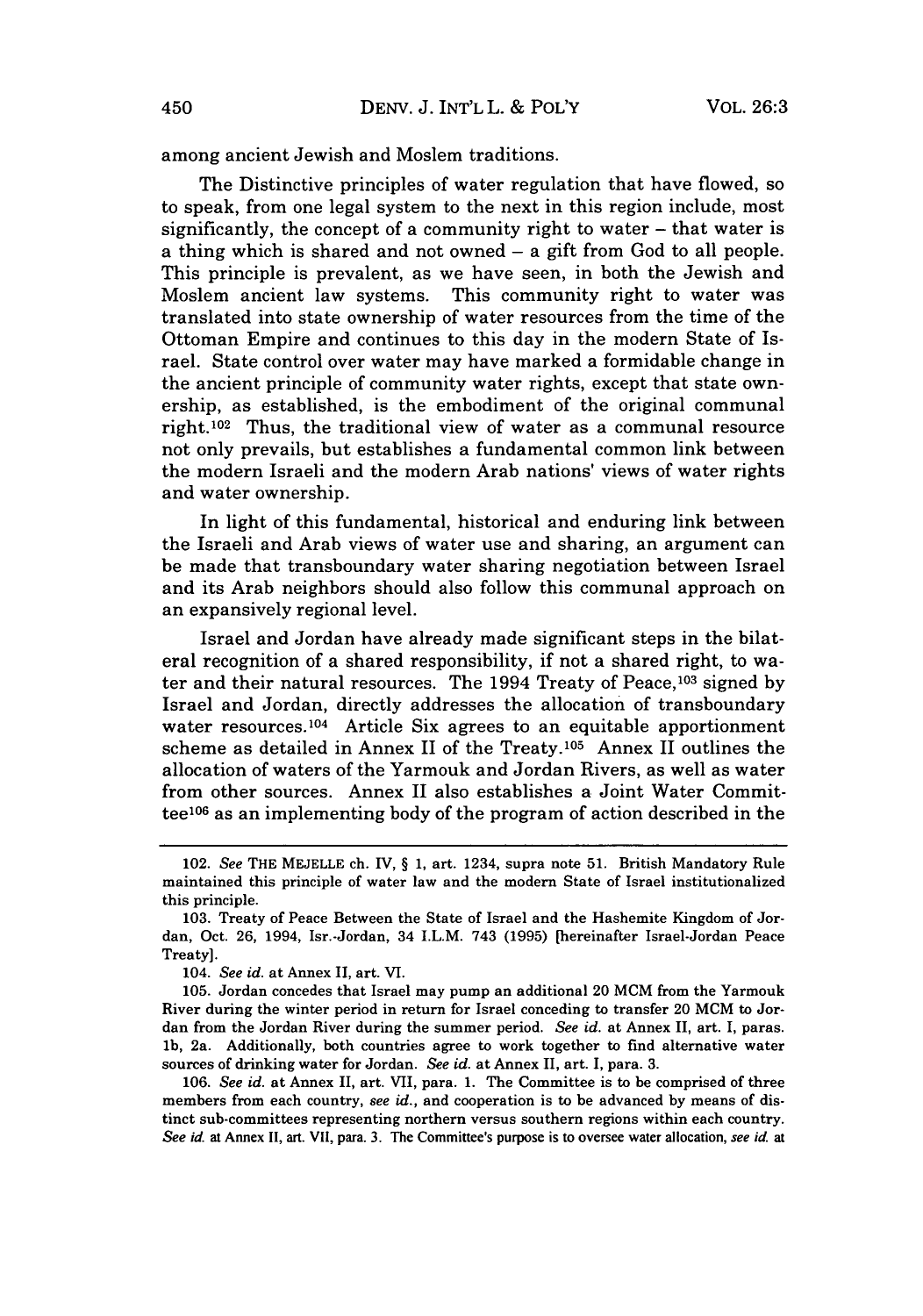among ancient Jewish and Moslem traditions.

The Distinctive principles of water regulation that have flowed, so to speak, from one legal system to the next in this region include, most significantly, the concept of a community right to water – that water is a thing which is shared and not owned – a gift from God to all people. This principle is prevalent, as we have seen, in both the Jewish and Moslem ancient law systems. This community right to water was translated into state ownership of water resources from the time of the Ottoman Empire and continues to this day in the modern State of Israel. State control over water may have marked a formidable change in the ancient principle of community water rights, except that state ownership, as established, is the embodiment of the original communal right.[102] Thus, the traditional view of water as a communal resource not only prevails, but establishes a fundamental common link between the modern Israeli and the modern Arab nations' views of water rights and water ownership.

In light of this fundamental, historical and enduring link between the Israeli and Arab views of water use and sharing, an argument can be made that transboundary water sharing negotiation between Israel and its Arab neighbors should also follow this communal approach on an expansively regional level.

Israel and Jordan have already made significant steps in the bilateral recognition of a shared responsibility, if not a shared right, to water and their natural resources. The 1994 Treaty of Peace,[103] signed by Israel and Jordan, directly addresses the allocation of transboundary water resources.[104] Article Six agrees to an equitable apportionment scheme as detailed in Annex II of the Treaty.[105] Annex II outlines the allocation of waters of the Yarmouk and Jordan Rivers, as well as water from other sources. Annex II also establishes a Joint Water Committee[106] as an implementing body of the program of action described in the

---

102. *See* THE MEJELLE ch. IV, § 1, art. 1234, supra note 51. British Mandatory Rule maintained this principle of water law and the modern State of Israel institutionalized this principle.

103. Treaty of Peace Between the State of Israel and the Hashemite Kingdom of Jordan, Oct. 26, 1994, Isr.-Jordan, 34 I.L.M. 743 (1995) [hereinafter Israel-Jordan Peace Treaty].

104. *See id.* at Annex II, art. VI.

105. Jordan concedes that Israel may pump an additional 20 MCM from the Yarmouk River during the winter period in return for Israel conceding to transfer 20 MCM to Jordan from the Jordan River during the summer period. *See id.* at Annex II, art. I, paras. 1b, 2a. Additionally, both countries agree to work together to find alternative water sources of drinking water for Jordan. *See id.* at Annex II, art. I, para. 3.

106. *See id.* at Annex II, art. VII, para. 1. The Committee is to be comprised of three members from each country, *see id.*, and cooperation is to be advanced by means of distinct sub-committees representing northern versus southern regions within each country. *See id.* at Annex II, art. VII, para. 3. The Committee's purpose is to oversee water allocation, *see id.* at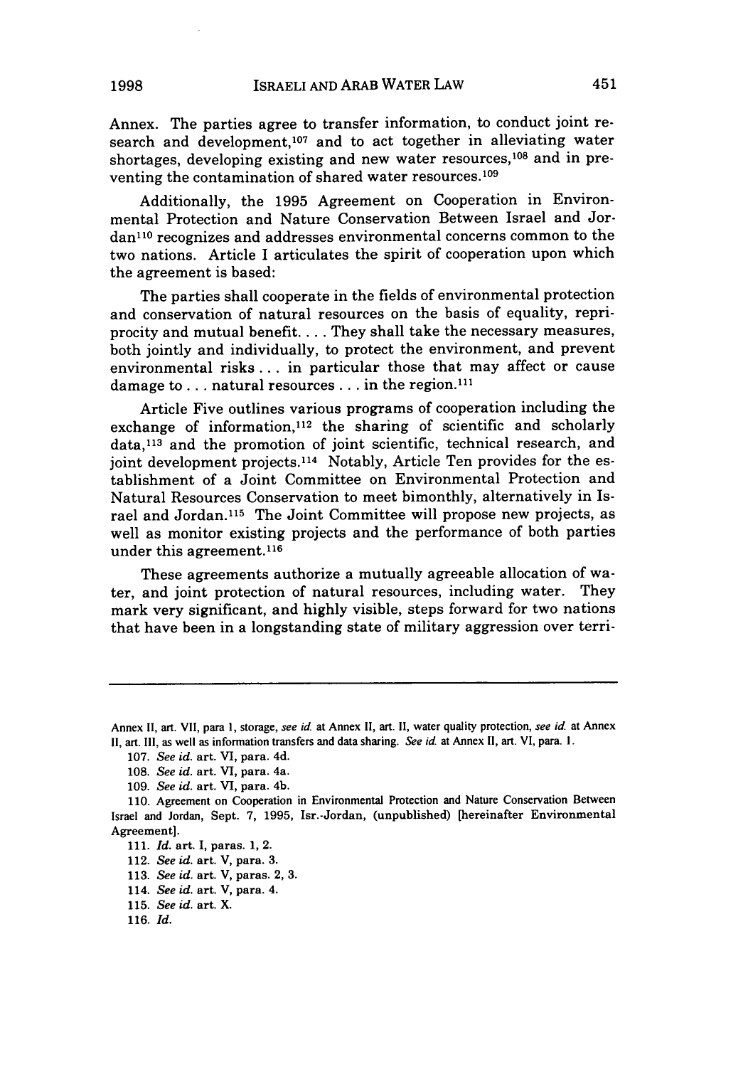Annex. The parties agree to transfer information, to conduct joint research and development,[107] and to act together in alleviating water shortages, developing existing and new water resources,[108] and in preventing the contamination of shared water resources.[109]

Additionally, the 1995 Agreement on Cooperation in Environmental Protection and Nature Conservation Between Israel and Jordan[110] recognizes and addresses environmental concerns common to the two nations. Article I articulates the spirit of cooperation upon which the agreement is based:

> The parties shall cooperate in the fields of environmental protection and conservation of natural resources on the basis of equality, repriprocity and mutual benefit. . . . They shall take the necessary measures, both jointly and individually, to protect the environment, and prevent environmental risks . . . in particular those that may affect or cause damage to . . . natural resources . . . in the region.[111]

Article Five outlines various programs of cooperation including the exchange of information,[112] the sharing of scientific and scholarly data,[113] and the promotion of joint scientific, technical research, and joint development projects.[114] Notably, Article Ten provides for the establishment of a Joint Committee on Environmental Protection and Natural Resources Conservation to meet bimonthly, alternatively in Israel and Jordan.[115] The Joint Committee will propose new projects, as well as monitor existing projects and the performance of both parties under this agreement.[116]

These agreements authorize a mutually agreeable allocation of water, and joint protection of natural resources, including water. They mark very significant, and highly visible, steps forward for two nations that have been in a longstanding state of military aggression over terri-

---

Annex II, art. VII, para 1, storage, *see id.* at Annex II, art. II, water quality protection, *see id.* at Annex II, art. III, as well as information transfers and data sharing. *See id.* at Annex II, art. VI, para. 1.

107. *See id.* art. VI, para. 4d.

108. *See id.* art. VI, para. 4a.

109. *See id.* art. VI, para. 4b.

110. Agreement on Cooperation in Environmental Protection and Nature Conservation Between Israel and Jordan, Sept. 7, 1995, Isr.-Jordan, (unpublished) [hereinafter Environmental Agreement].

111. *Id.* art. I, paras. 1, 2.

112. *See id.* art. V, para. 3.

113. *See id.* art. V, paras. 2, 3.

114. *See id.* art. V, para. 4.

115. *See id.* art. X.

116. *Id.*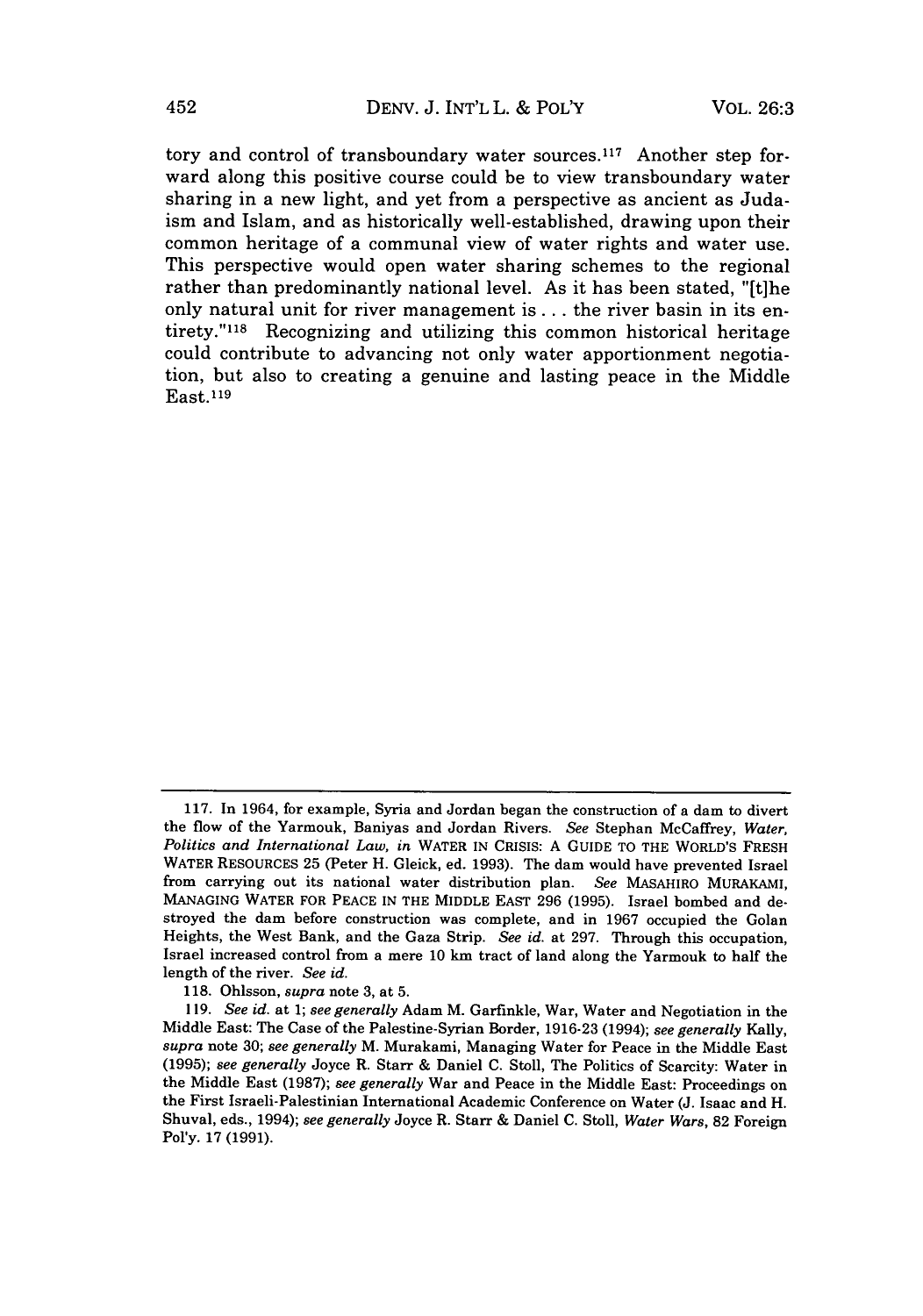tory and control of transboundary water sources.[117] Another step forward along this positive course could be to view transboundary water sharing in a new light, and yet from a perspective as ancient as Judaism and Islam, and as historically well-established, drawing upon their common heritage of a communal view of water rights and water use. This perspective would open water sharing schemes to the regional rather than predominantly national level. As it has been stated, "[t]he only natural unit for river management is . . . the river basin in its entirety."[118] Recognizing and utilizing this common historical heritage could contribute to advancing not only water apportionment negotiation, but also to creating a genuine and lasting peace in the Middle East.[119]

---

117. In 1964, for example, Syria and Jordan began the construction of a dam to divert the flow of the Yarmouk, Baniyas and Jordan Rivers. *See* Stephan McCaffrey, *Water, Politics and International Law*, *in* WATER IN CRISIS: A GUIDE TO THE WORLD'S FRESH WATER RESOURCES 25 (Peter H. Gleick, ed. 1993). The dam would have prevented Israel from carrying out its national water distribution plan. *See* MASAHIRO MURAKAMI, MANAGING WATER FOR PEACE IN THE MIDDLE EAST 296 (1995). Israel bombed and destroyed the dam before construction was complete, and in 1967 occupied the Golan Heights, the West Bank, and the Gaza Strip. *See id.* at 297. Through this occupation, Israel increased control from a mere 10 km tract of land along the Yarmouk to half the length of the river. *See id.*

118. Ohlsson, *supra* note 3, at 5.

119. *See id.* at 1; *see generally* Adam M. Garfinkle, War, Water and Negotiation in the Middle East: The Case of the Palestine-Syrian Border, 1916-23 (1994); *see generally* Kally, *supra* note 30; *see generally* M. Murakami, Managing Water for Peace in the Middle East (1995); *see generally* Joyce R. Starr & Daniel C. Stoll, The Politics of Scarcity: Water in the Middle East (1987); *see generally* War and Peace in the Middle East: Proceedings on the First Israeli-Palestinian International Academic Conference on Water (J. Isaac and H. Shuval, eds., 1994); *see generally* Joyce R. Starr & Daniel C. Stoll, *Water Wars*, 82 Foreign Pol'y. 17 (1991).